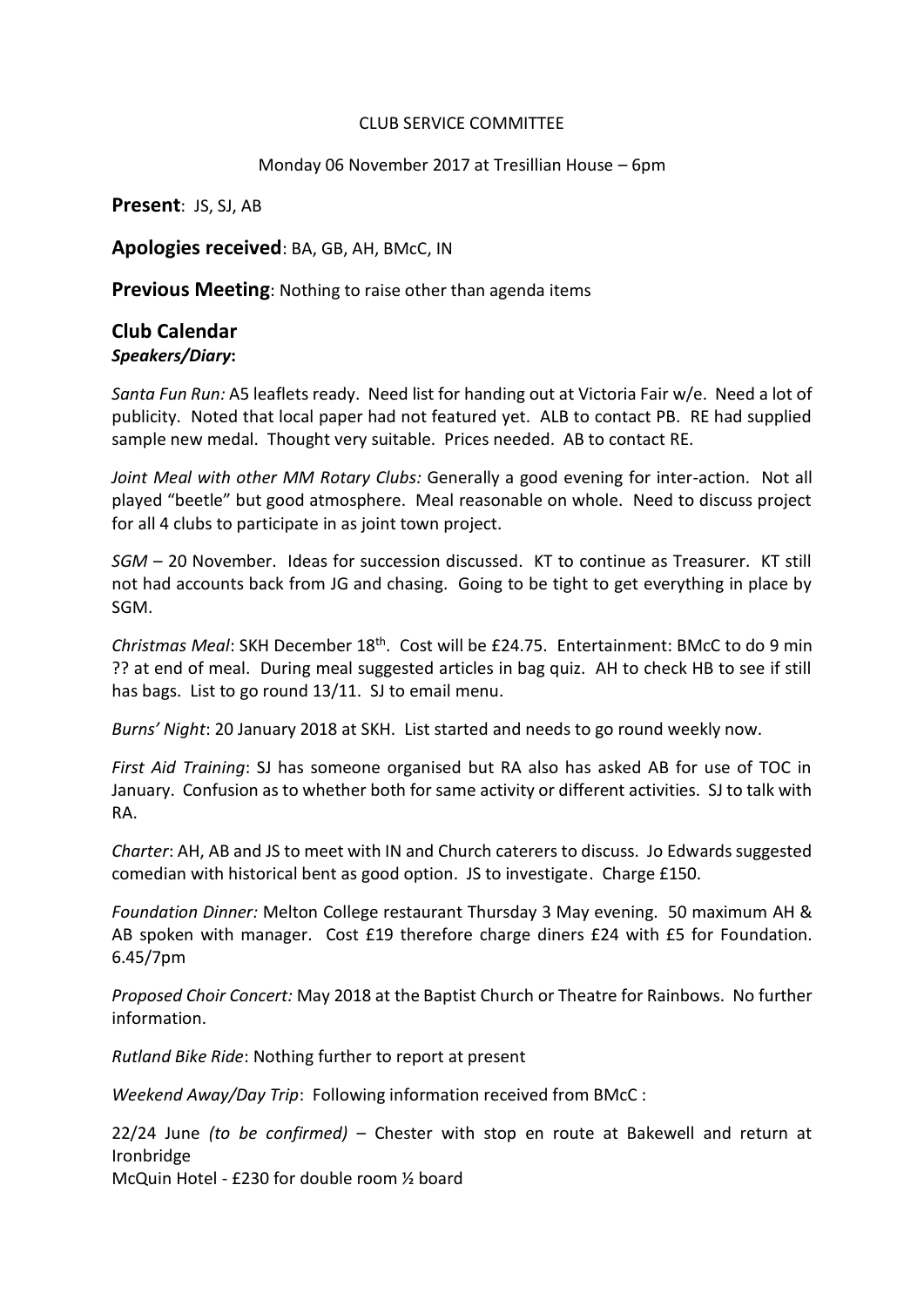CLUB SERVICE COMMITTEE

Monday 06 November 2017 at Tresillian House – 6pm

**Present**: JS, SJ, AB

**Apologies received**: BA, GB, AH, BMcC, IN

**Previous Meeting**: Nothing to raise other than agenda items

## Club Calendar

***Speakers/Diary*:**

*Santa Fun Run:* A5 leaflets ready. Need list for handing out at Victoria Fair w/e. Need a lot of publicity. Noted that local paper had not featured yet. ALB to contact PB. RE had supplied sample new medal. Thought very suitable. Prices needed. AB to contact RE.

*Joint Meal with other MM Rotary Clubs:* Generally a good evening for inter-action. Not all played "beetle" but good atmosphere. Meal reasonable on whole. Need to discuss project for all 4 clubs to participate in as joint town project.

*SGM* – 20 November. Ideas for succession discussed. KT to continue as Treasurer. KT still not had accounts back from JG and chasing. Going to be tight to get everything in place by SGM.

*Christmas Meal*: SKH December 18th. Cost will be £24.75. Entertainment: BMcC to do 9 min ?? at end of meal. During meal suggested articles in bag quiz. AH to check HB to see if still has bags. List to go round 13/11. SJ to email menu.

*Burns' Night*: 20 January 2018 at SKH. List started and needs to go round weekly now.

*First Aid Training*: SJ has someone organised but RA also has asked AB for use of TOC in January. Confusion as to whether both for same activity or different activities. SJ to talk with RA.

*Charter*: AH, AB and JS to meet with IN and Church caterers to discuss. Jo Edwards suggested comedian with historical bent as good option. JS to investigate. Charge £150.

*Foundation Dinner:* Melton College restaurant Thursday 3 May evening. 50 maximum AH & AB spoken with manager. Cost £19 therefore charge diners £24 with £5 for Foundation. 6.45/7pm

*Proposed Choir Concert:* May 2018 at the Baptist Church or Theatre for Rainbows. No further information.

*Rutland Bike Ride*: Nothing further to report at present

*Weekend Away/Day Trip*: Following information received from BMcC :

22/24 June *(to be confirmed)* – Chester with stop en route at Bakewell and return at Ironbridge
McQuin Hotel - £230 for double room ½ board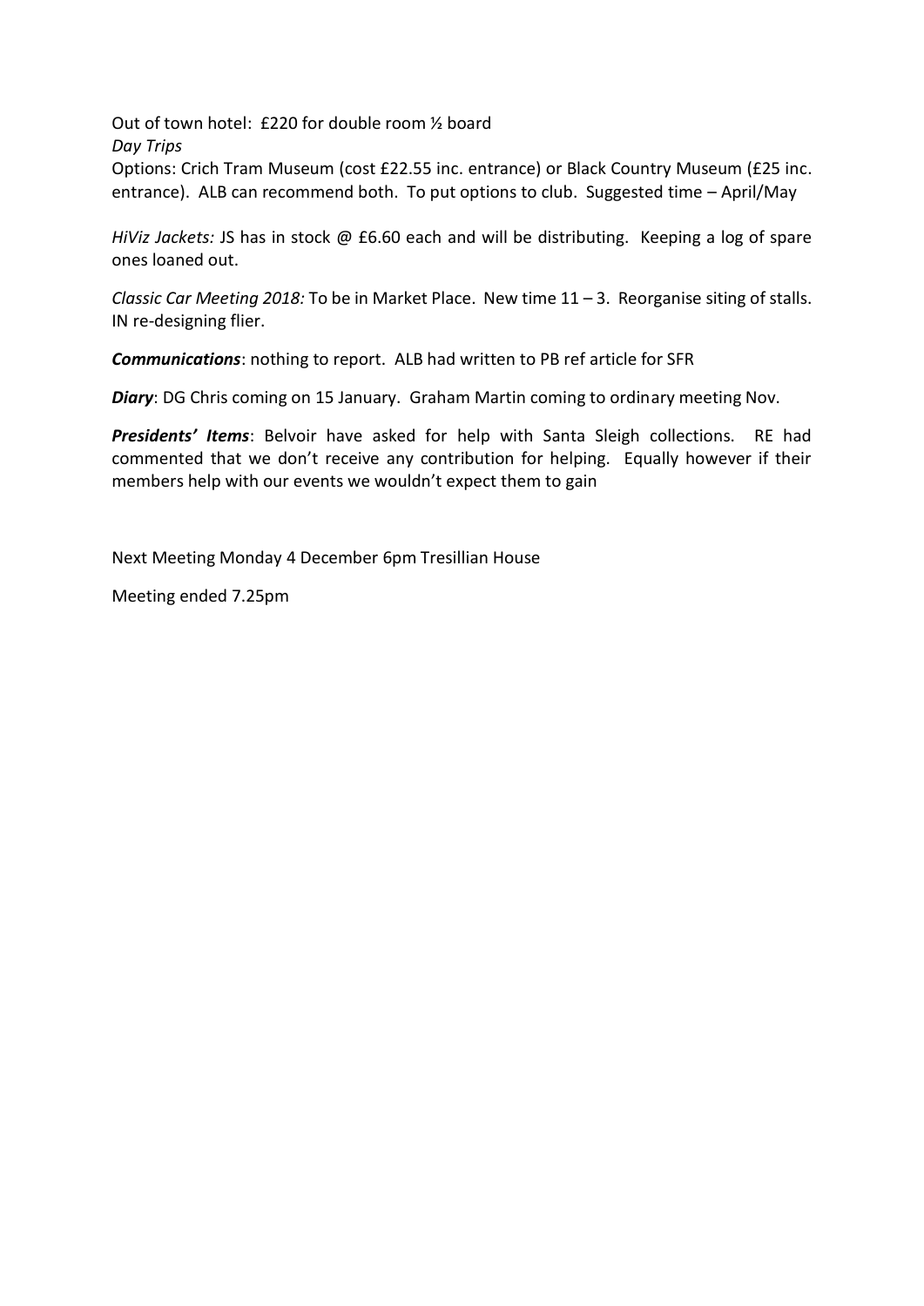Out of town hotel: £220 for double room ½ board

*Day Trips*

Options: Crich Tram Museum (cost £22.55 inc. entrance) or Black Country Museum (£25 inc. entrance). ALB can recommend both. To put options to club. Suggested time – April/May

*HiViz Jackets:* JS has in stock @ £6.60 each and will be distributing. Keeping a log of spare ones loaned out.

*Classic Car Meeting 2018:* To be in Market Place. New time 11 – 3. Reorganise siting of stalls. IN re-designing flier.

***Communications***: nothing to report. ALB had written to PB ref article for SFR

***Diary***: DG Chris coming on 15 January. Graham Martin coming to ordinary meeting Nov.

***Presidents' Items***: Belvoir have asked for help with Santa Sleigh collections. RE had commented that we don't receive any contribution for helping. Equally however if their members help with our events we wouldn't expect them to gain

Next Meeting Monday 4 December 6pm Tresillian House

Meeting ended 7.25pm